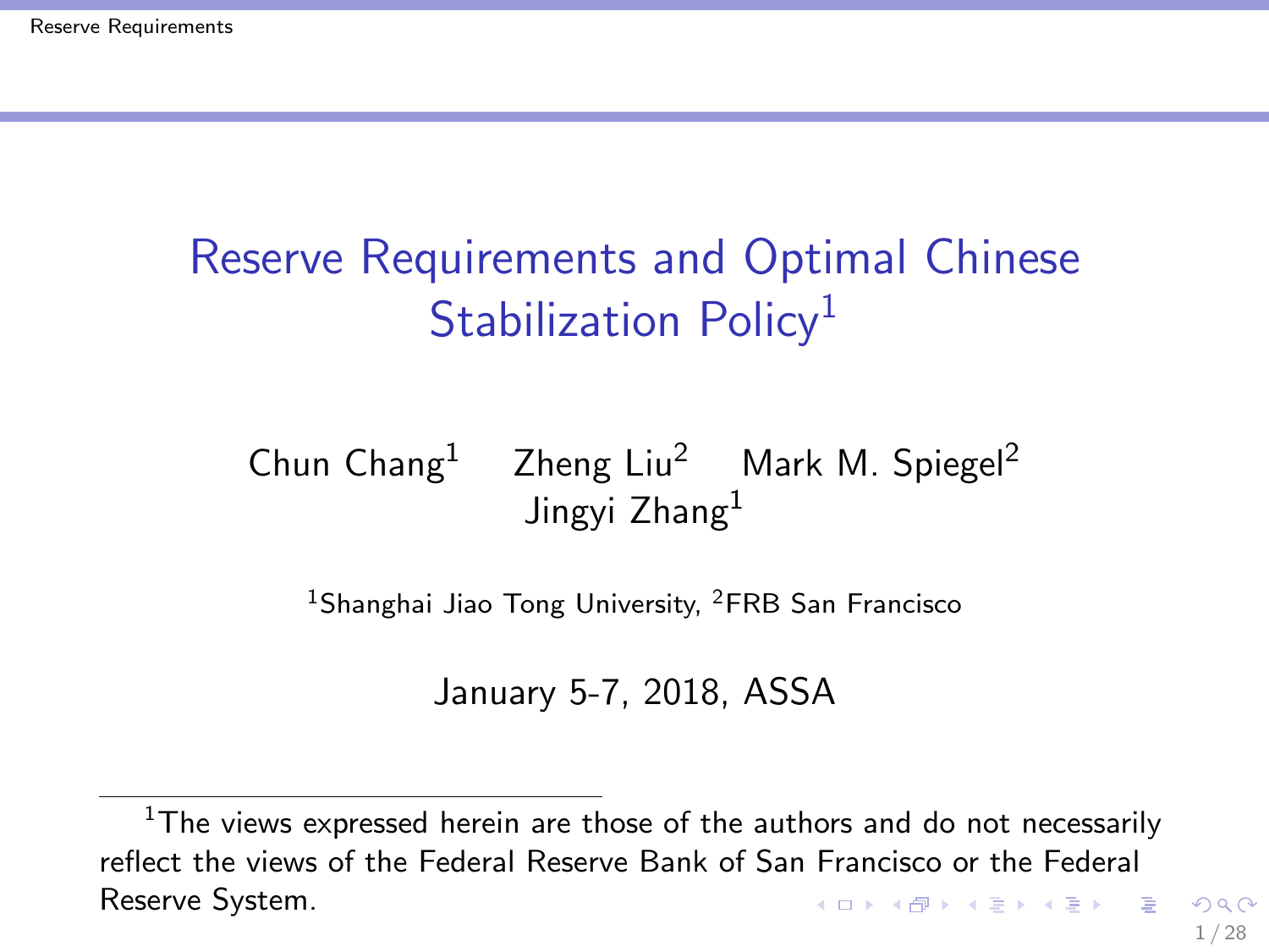# Reserve Requirements and Optimal Chinese Stabilization Policy[1]

Chun Chang[1] Zheng Liu[2] Mark M. Spiegel[2] Jingyi Zhang[1]

[1]Shanghai Jiao Tong University, [2]FRB San Francisco

January 5-7, 2018, ASSA

[1] The views expressed herein are those of the authors and do not necessarily reflect the views of the Federal Reserve Bank of San Francisco or the Federal Reserve System.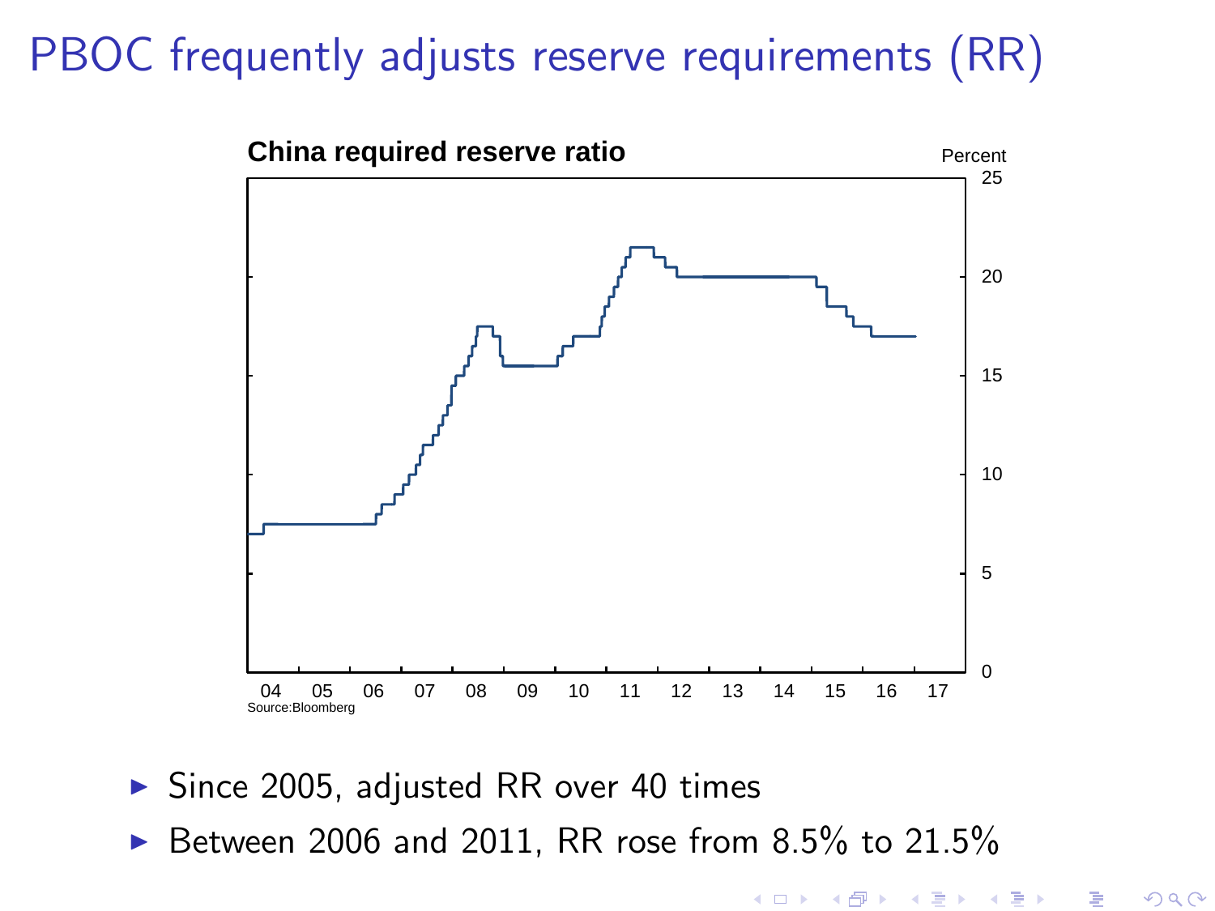# PBOC frequently adjusts reserve requirements (RR)

**China required reserve ratio**

Percent

Source:Bloomberg

- Since 2005, adjusted RR over 40 times
- Between 2006 and 2011, RR rose from 8.5% to 21.5%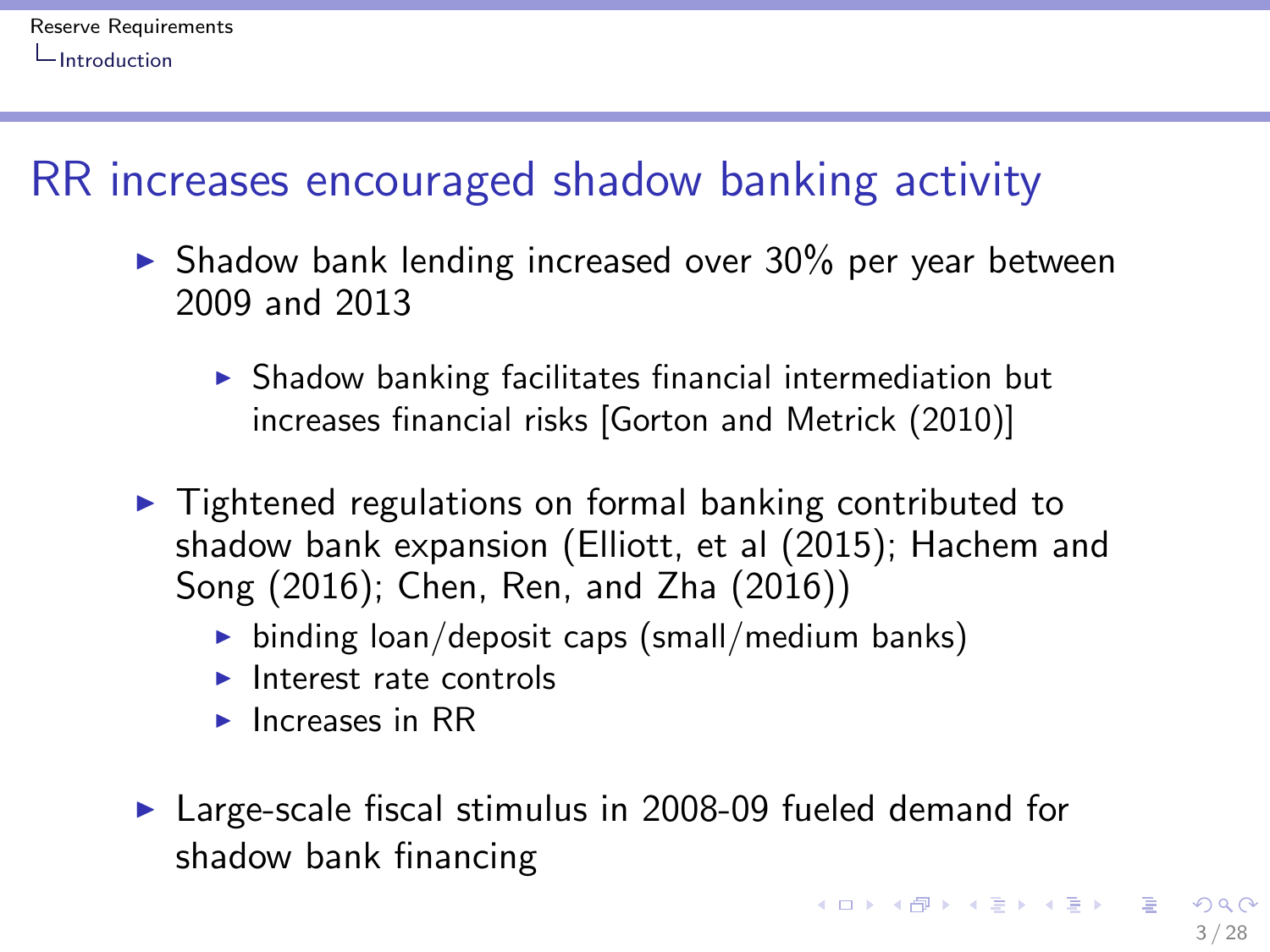# RR increases encouraged shadow banking activity

- Shadow bank lending increased over 30% per year between 2009 and 2013
  - Shadow banking facilitates financial intermediation but increases financial risks [Gorton and Metrick (2010)]
- Tightened regulations on formal banking contributed to shadow bank expansion (Elliott, et al (2015); Hachem and Song (2016); Chen, Ren, and Zha (2016))
  - binding loan/deposit caps (small/medium banks)
  - Interest rate controls
  - Increases in RR
- Large-scale fiscal stimulus in 2008-09 fueled demand for shadow bank financing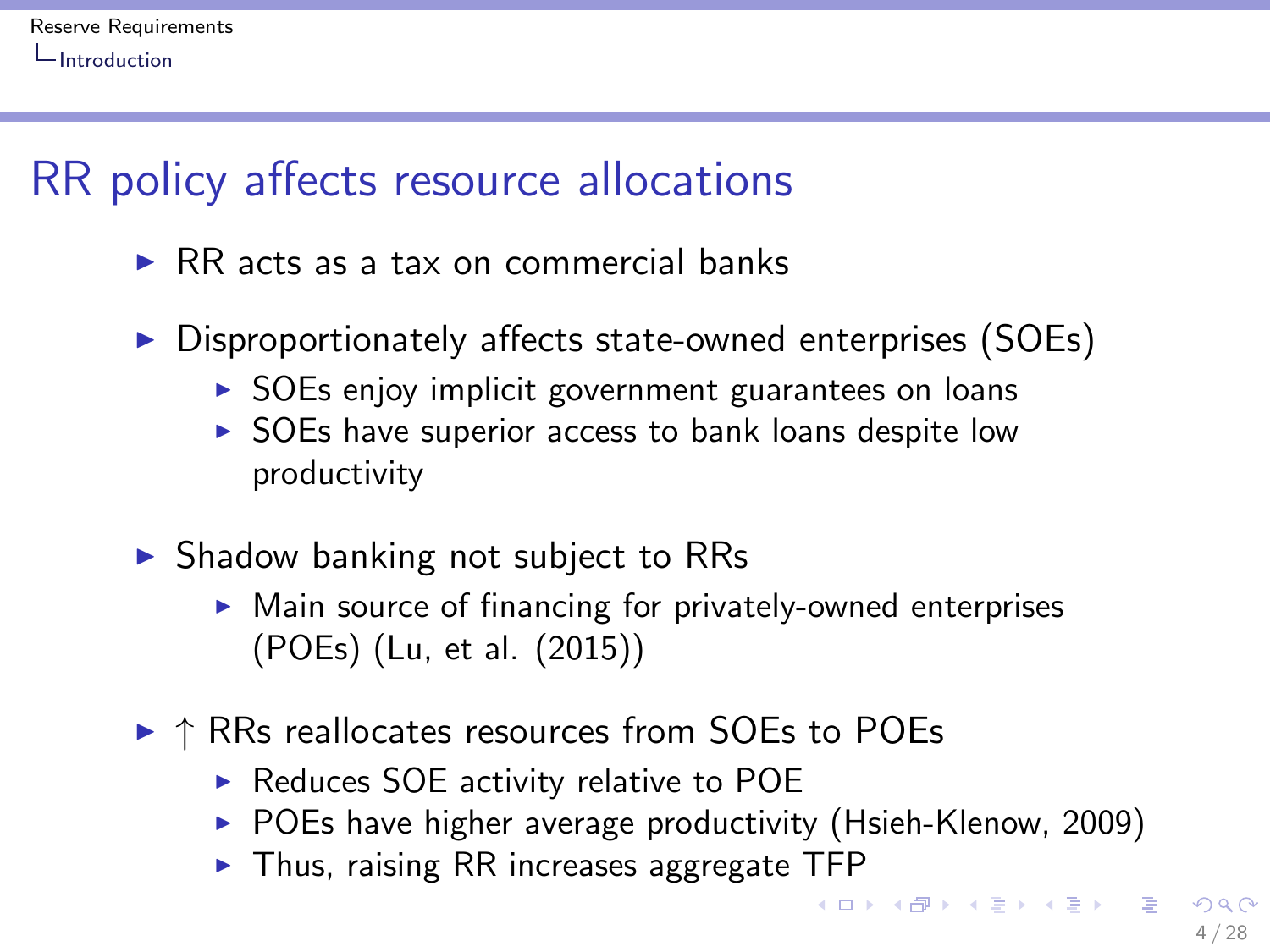# RR policy affects resource allocations

- RR acts as a tax on commercial banks
- Disproportionately affects state-owned enterprises (SOEs)
  - SOEs enjoy implicit government guarantees on loans
  - SOEs have superior access to bank loans despite low productivity
- Shadow banking not subject to RRs
  - Main source of financing for privately-owned enterprises (POEs) (Lu, et al. (2015))
- $\uparrow$ RRs reallocates resources from SOEs to POEs
  - Reduces SOE activity relative to POE
  - POEs have higher average productivity (Hsieh-Klenow, 2009)
  - Thus, raising RR increases aggregate TFP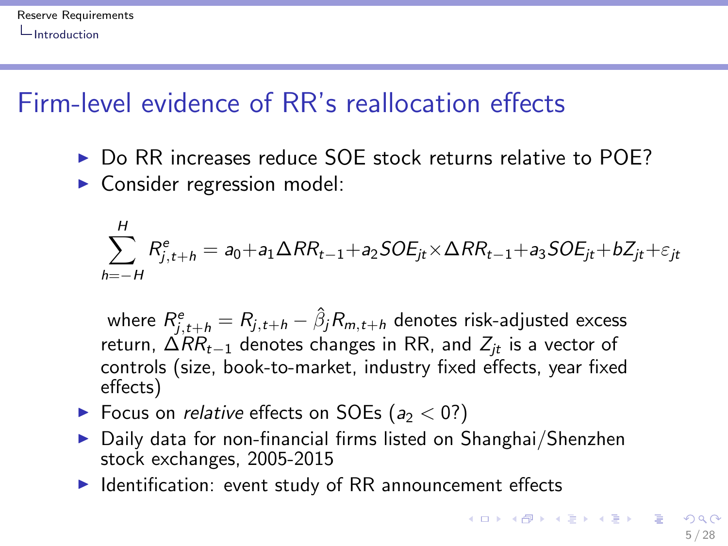# Firm-level evidence of RR's reallocation effects

- Do RR increases reduce SOE stock returns relative to POE?
- Consider regression model:

$$\sum_{h=-H}^{H} R^e_{j,t+h} = a_0 + a_1 \Delta RR_{t-1} + a_2 SOE_{jt} \times \Delta RR_{t-1} + a_3 SOE_{jt} + bZ_{jt} + \varepsilon_{jt}$$

  where $R^e_{j,t+h} = R_{j,t+h} - \hat{\beta}_j R_{m,t+h}$ denotes risk-adjusted excess return, $\Delta RR_{t-1}$ denotes changes in RR, and $Z_{jt}$ is a vector of controls (size, book-to-market, industry fixed effects, year fixed effects)
- Focus on *relative* effects on SOEs ($a_2 < 0$?)
- Daily data for non-financial firms listed on Shanghai/Shenzhen stock exchanges, 2005-2015
- Identification: event study of RR announcement effects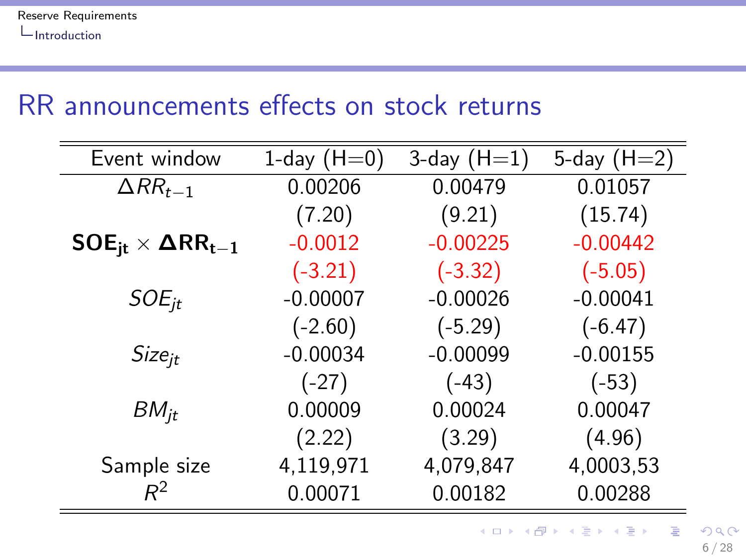# RR announcements effects on stock returns

| Event window | 1-day (H=0) | 3-day (H=1) | 5-day (H=2) |
|---|---|---|---|
| $\Delta RR_{t-1}$ | 0.00206 | 0.00479 | 0.01057 |
| | (7.20) | (9.21) | (15.74) |
| $\mathbf{SOE_{jt} \times \Delta RR_{t-1}}$ | -0.0012 | -0.00225 | -0.00442 |
| | (-3.21) | (-3.32) | (-5.05) |
| $SOE_{jt}$ | -0.00007 | -0.00026 | -0.00041 |
| | (-2.60) | (-5.29) | (-6.47) |
| $Size_{jt}$ | -0.00034 | -0.00099 | -0.00155 |
| | (-27) | (-43) | (-53) |
| $BM_{jt}$ | 0.00009 | 0.00024 | 0.00047 |
| | (2.22) | (3.29) | (4.96) |
| Sample size | 4,119,971 | 4,079,847 | 4,0003,53 |
| $R^2$ | 0.00071 | 0.00182 | 0.00288 |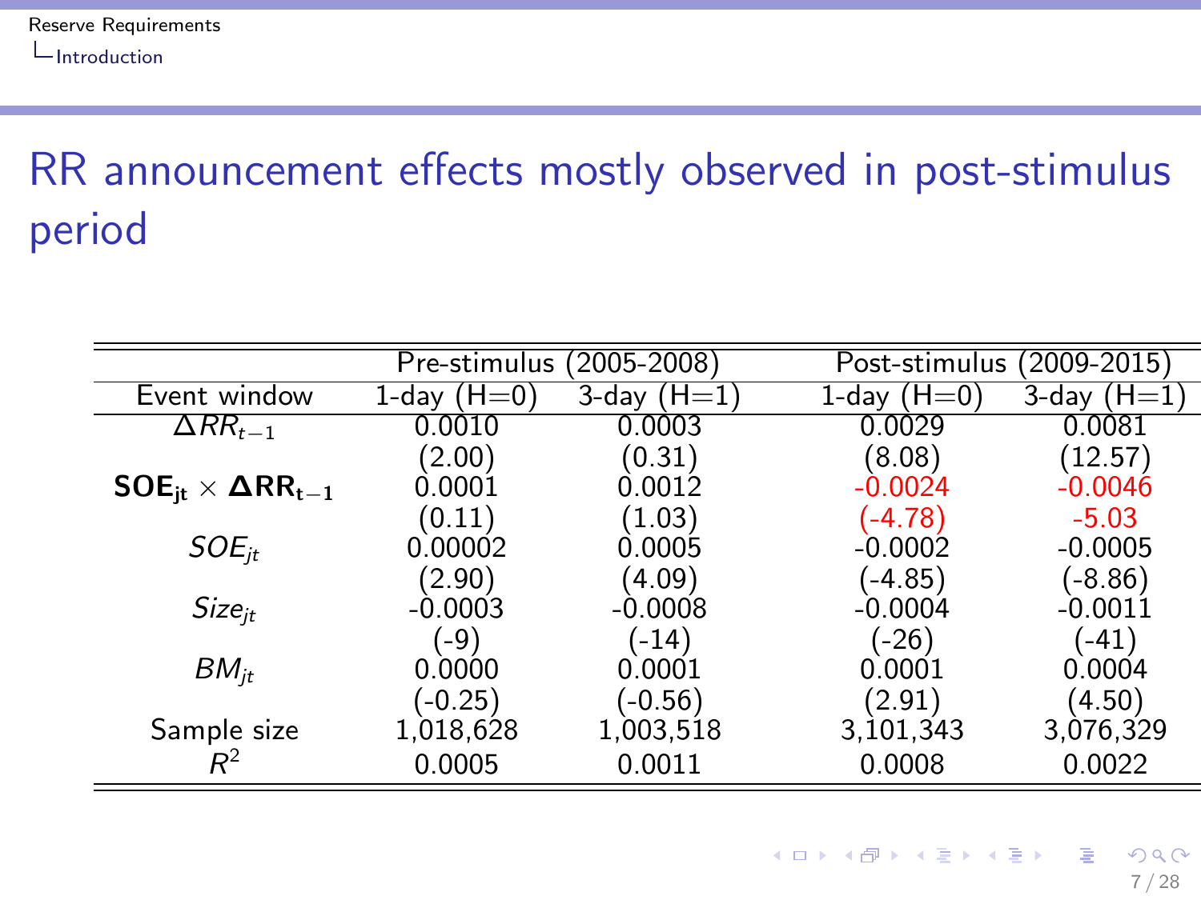# RR announcement effects mostly observed in post-stimulus period

| | Pre-stimulus (2005-2008) | | Post-stimulus (2009-2015) | |
|---|---|---|---|---|
| Event window | 1-day (H=0) | 3-day (H=1) | 1-day (H=0) | 3-day (H=1) |
| $\Delta RR_{t-1}$ | 0.0010 | 0.0003 | 0.0029 | 0.0081 |
| | (2.00) | (0.31) | (8.08) | (12.57) |
| $\mathbf{SOE_{jt} \times \Delta RR_{t-1}}$ | 0.0001 | 0.0012 | -0.0024 | -0.0046 |
| | (0.11) | (1.03) | (-4.78) | -5.03 |
| $SOE_{jt}$ | 0.00002 | 0.0005 | -0.0002 | -0.0005 |
| | (2.90) | (4.09) | (-4.85) | (-8.86) |
| $Size_{jt}$ | -0.0003 | -0.0008 | -0.0004 | -0.0011 |
| | (-9) | (-14) | (-26) | (-41) |
| $BM_{jt}$ | 0.0000 | 0.0001 | 0.0001 | 0.0004 |
| | (-0.25) | (-0.56) | (2.91) | (4.50) |
| Sample size | 1,018,628 | 1,003,518 | 3,101,343 | 3,076,329 |
| $R^2$ | 0.0005 | 0.0011 | 0.0008 | 0.0022 |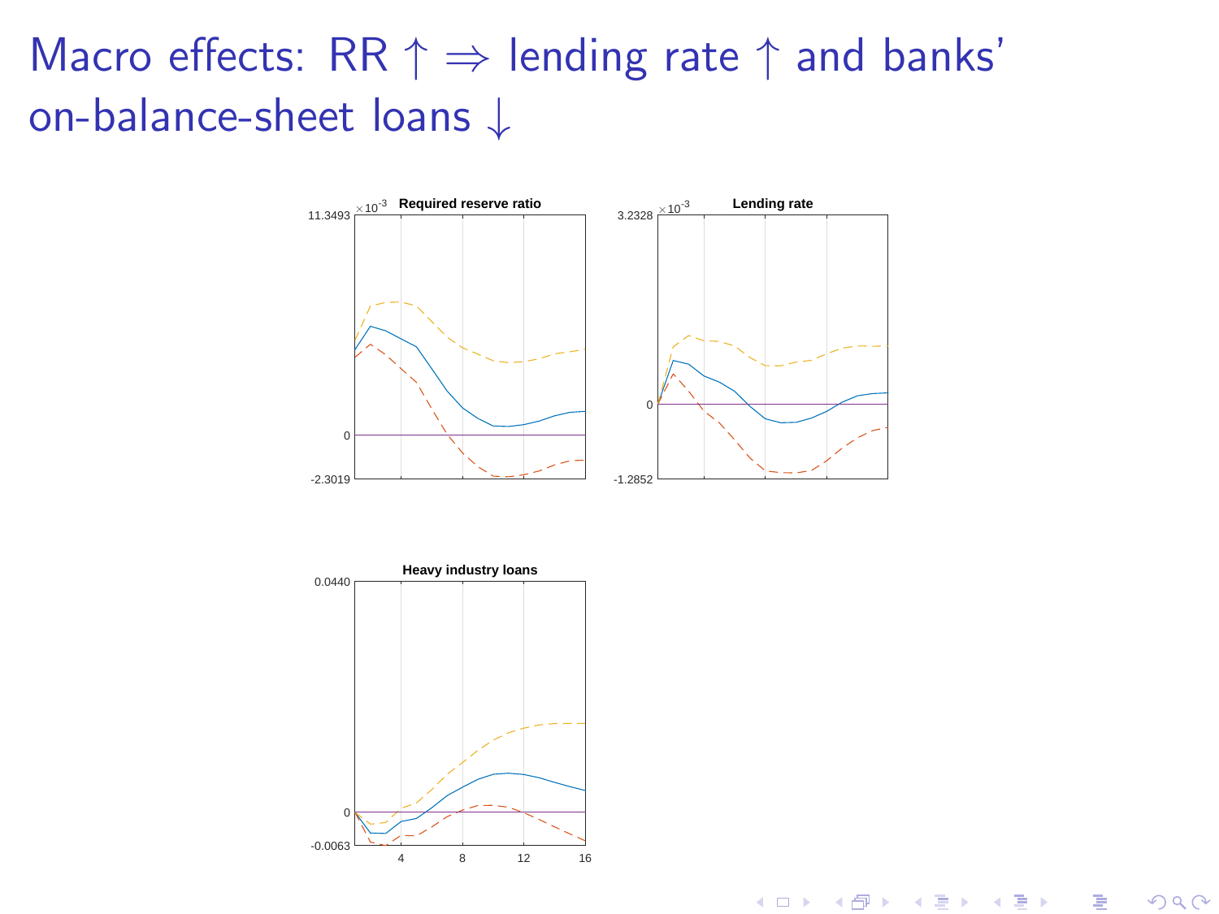# Macro effects: RR $\uparrow \Rightarrow$ lending rate $\uparrow$ and banks' on-balance-sheet loans $\downarrow$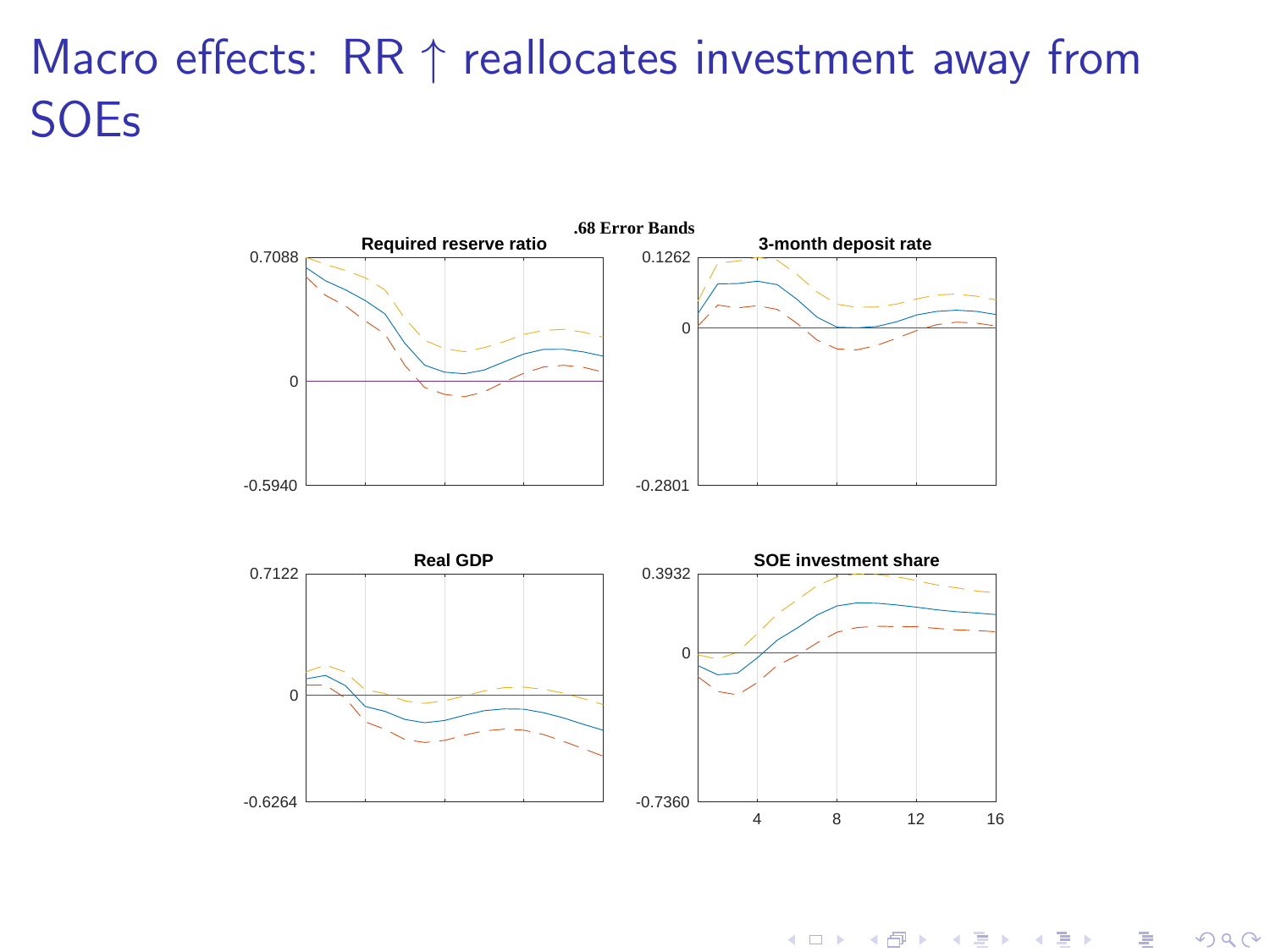# Macro effects: RR $\uparrow$ reallocates investment away from SOEs

.68 Error Bands

Required reserve ratio

3-month deposit rate

Real GDP

SOE investment share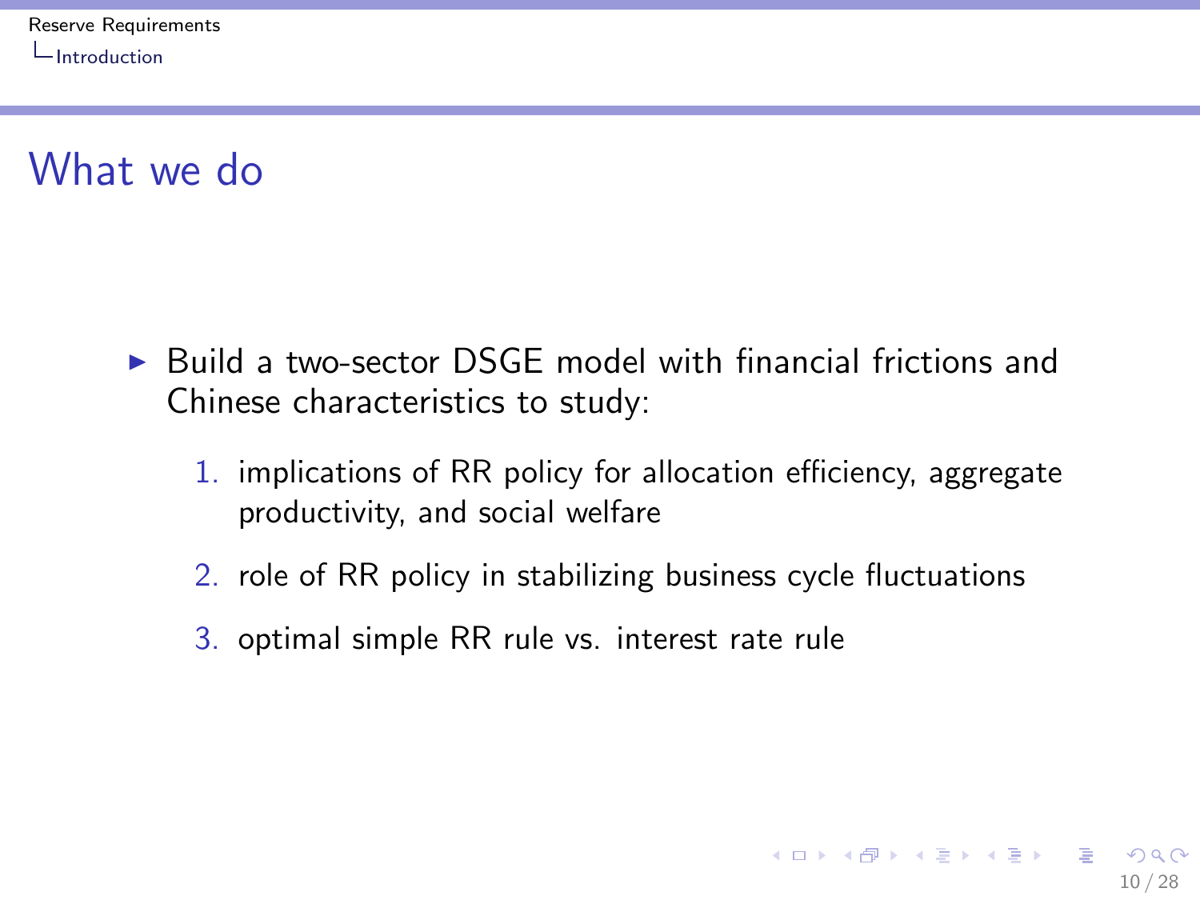# What we do

- Build a two-sector DSGE model with financial frictions and Chinese characteristics to study:
  1. implications of RR policy for allocation efficiency, aggregate productivity, and social welfare
  2. role of RR policy in stabilizing business cycle fluctuations
  3. optimal simple RR rule vs. interest rate rule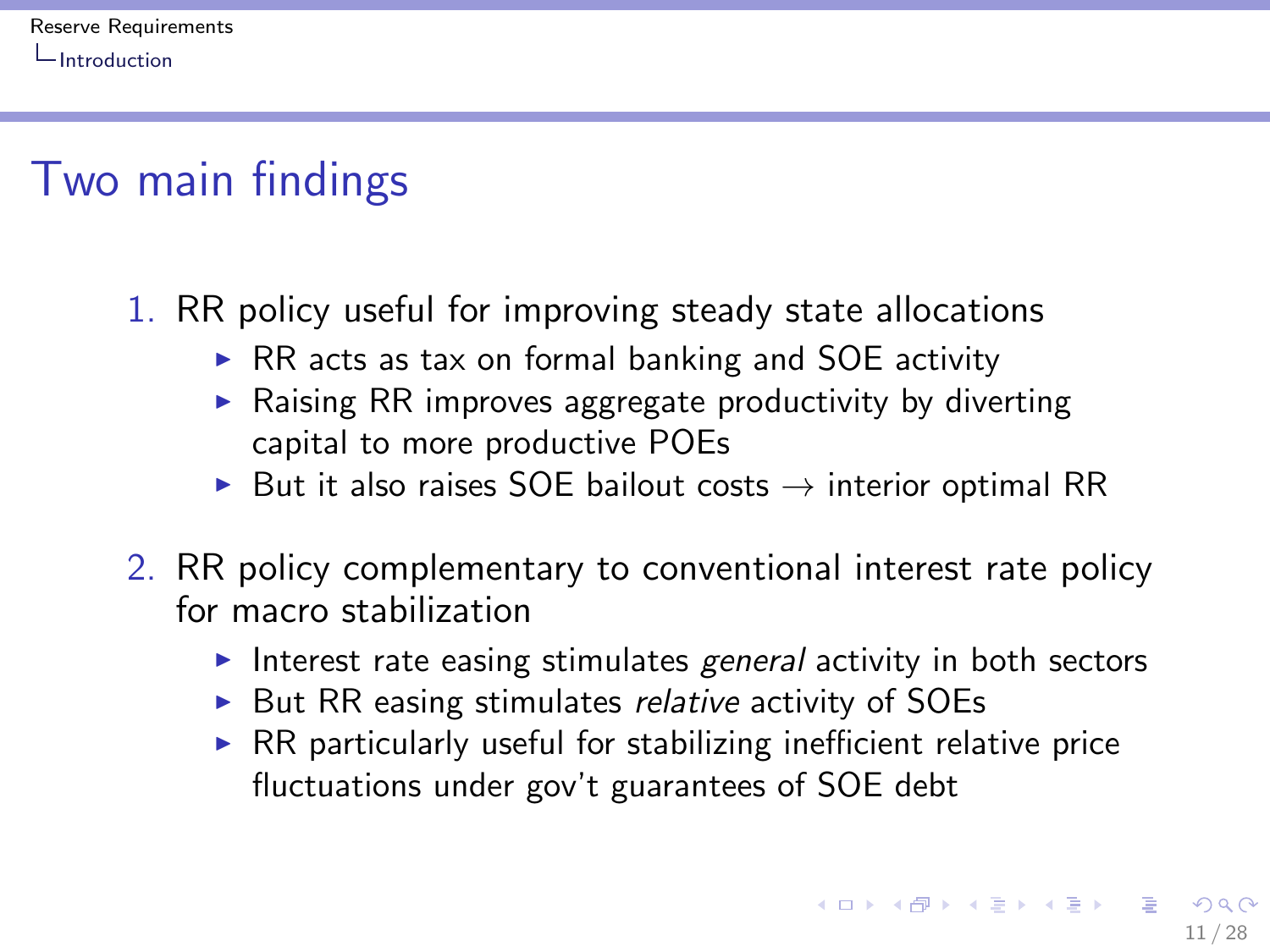# Two main findings

1. RR policy useful for improving steady state allocations
   - RR acts as tax on formal banking and SOE activity
   - Raising RR improves aggregate productivity by diverting capital to more productive POEs
   - But it also raises SOE bailout costs $\rightarrow$ interior optimal RR

2. RR policy complementary to conventional interest rate policy for macro stabilization
   - Interest rate easing stimulates *general* activity in both sectors
   - But RR easing stimulates *relative* activity of SOEs
   - RR particularly useful for stabilizing inefficient relative price fluctuations under gov't guarantees of SOE debt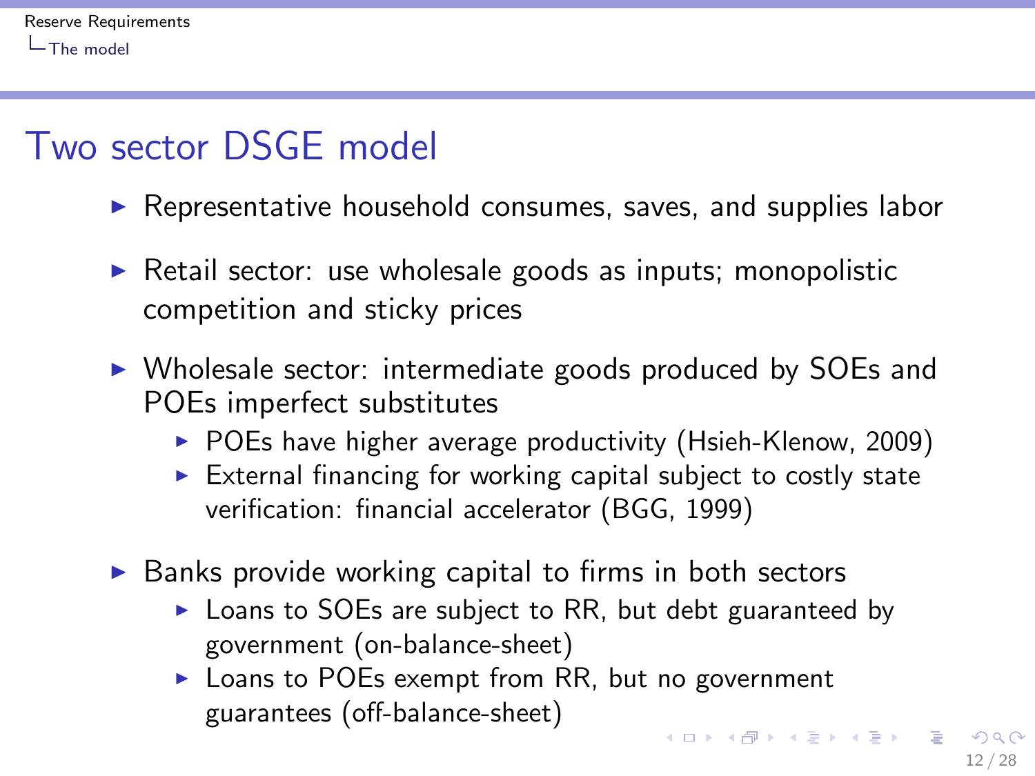# Two sector DSGE model

- Representative household consumes, saves, and supplies labor
- Retail sector: use wholesale goods as inputs; monopolistic competition and sticky prices
- Wholesale sector: intermediate goods produced by SOEs and POEs imperfect substitutes
  - POEs have higher average productivity (Hsieh-Klenow, 2009)
  - External financing for working capital subject to costly state verification: financial accelerator (BGG, 1999)
- Banks provide working capital to firms in both sectors
  - Loans to SOEs are subject to RR, but debt guaranteed by government (on-balance-sheet)
  - Loans to POEs exempt from RR, but no government guarantees (off-balance-sheet)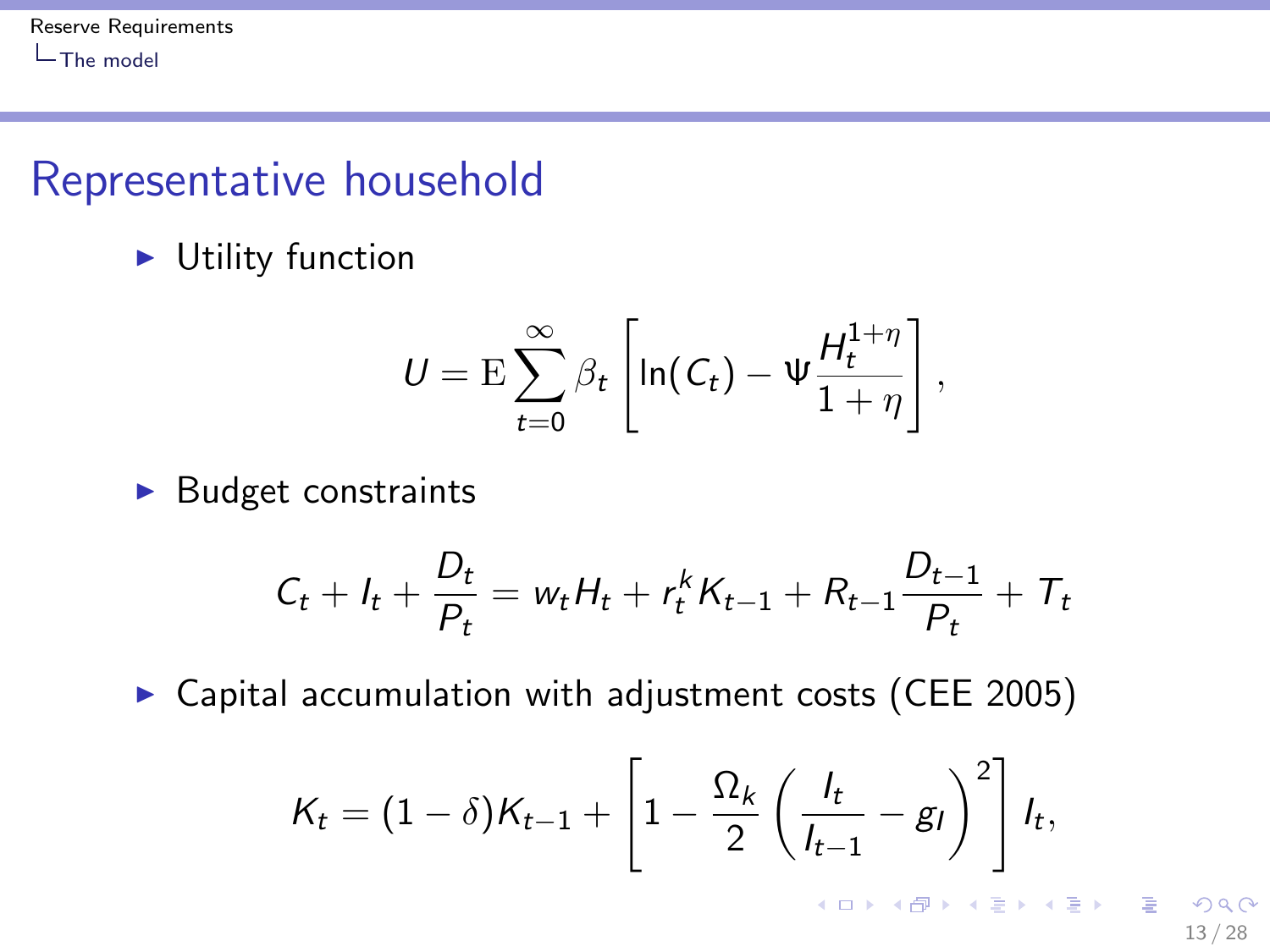# Representative household

- Utility function

$$U = \mathrm{E} \sum_{t=0}^{\infty} \beta_t \left[ \ln(C_t) - \Psi \frac{H_t^{1+\eta}}{1+\eta} \right],$$

- Budget constraints

$$C_t + I_t + \frac{D_t}{P_t} = w_t H_t + r_t^k K_{t-1} + R_{t-1} \frac{D_{t-1}}{P_t} + T_t$$

- Capital accumulation with adjustment costs (CEE 2005)

$$K_t = (1-\delta) K_{t-1} + \left[ 1 - \frac{\Omega_k}{2} \left( \frac{I_t}{I_{t-1}} - g_I \right)^2 \right] I_t,$$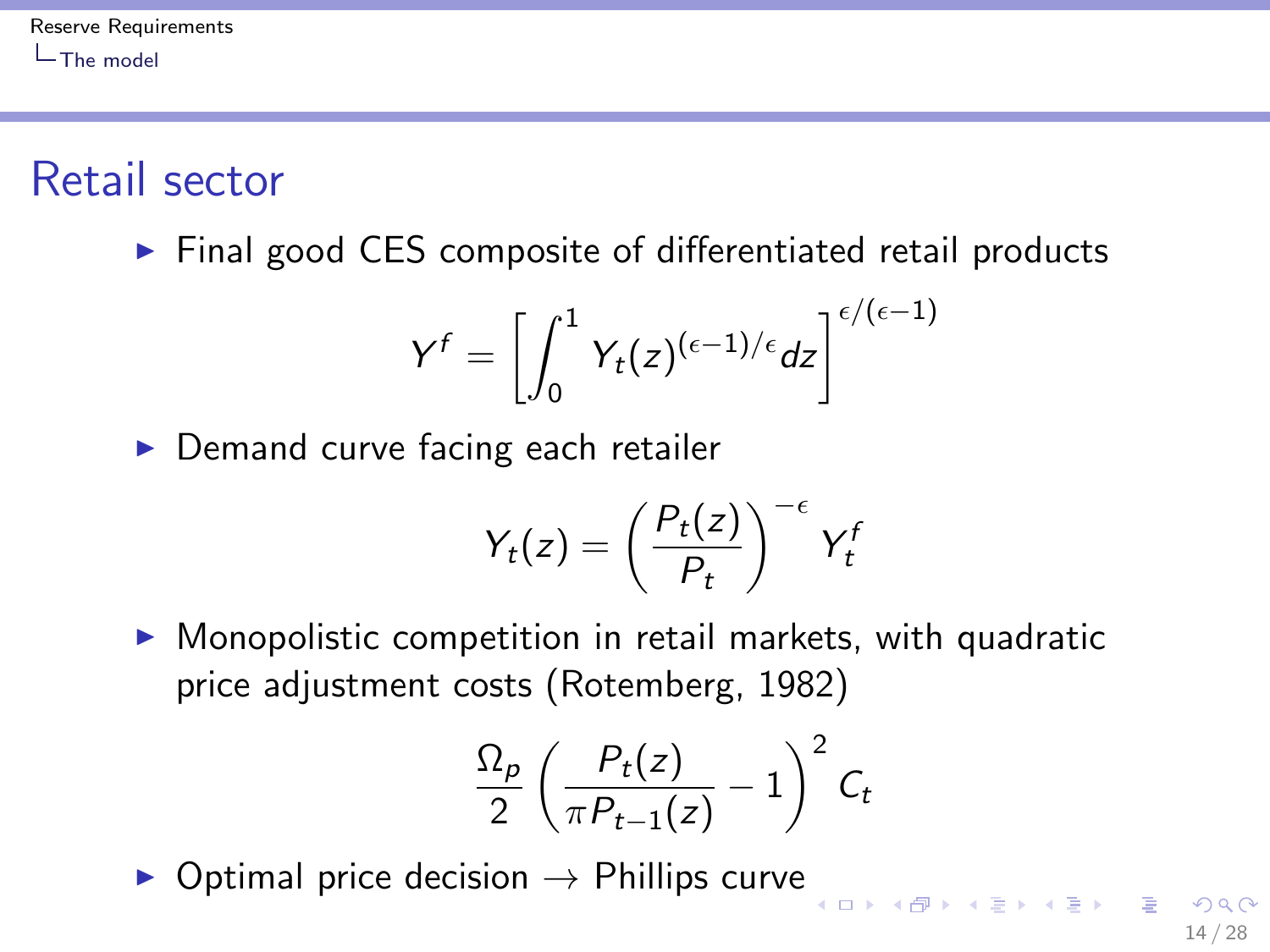## Retail sector

- Final good CES composite of differentiated retail products

$$Y^f = \left[ \int_0^1 Y_t(z)^{(\epsilon-1)/\epsilon} dz \right]^{\epsilon/(\epsilon-1)}$$

- Demand curve facing each retailer

$$Y_t(z) = \left( \frac{P_t(z)}{P_t} \right)^{-\epsilon} Y_t^f$$

- Monopolistic competition in retail markets, with quadratic price adjustment costs (Rotemberg, 1982)

$$\frac{\Omega_p}{2} \left( \frac{P_t(z)}{\pi P_{t-1}(z)} - 1 \right)^2 C_t$$

- Optimal price decision $\rightarrow$ Phillips curve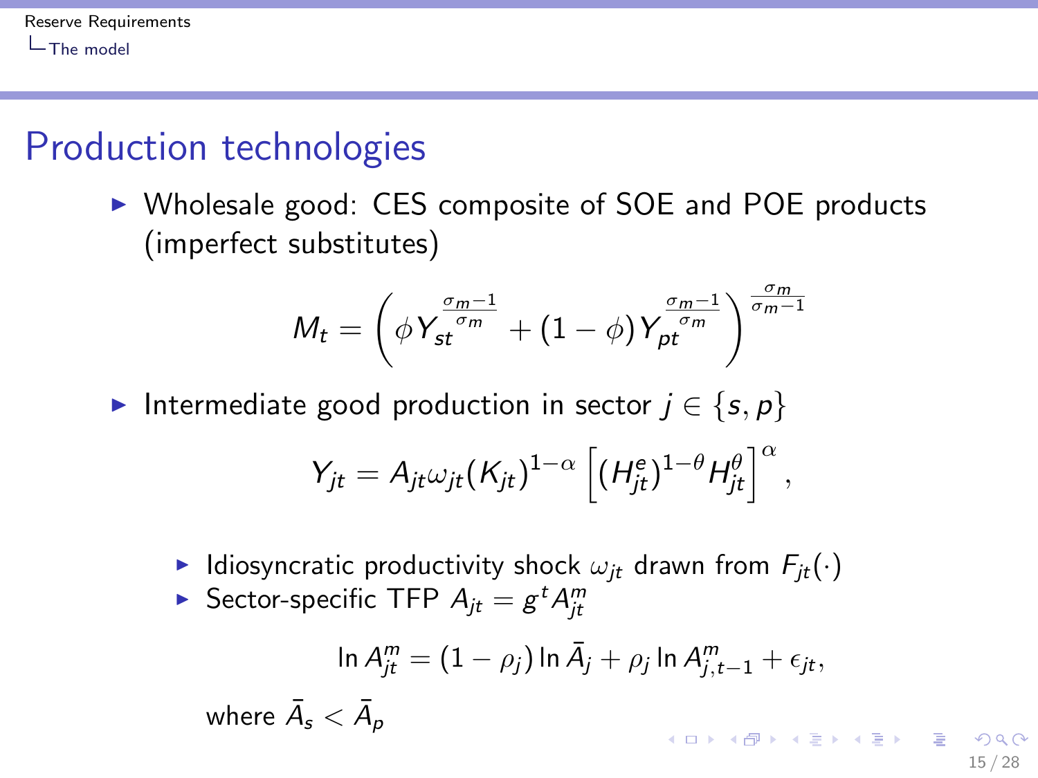# Production technologies

- Wholesale good: CES composite of SOE and POE products (imperfect substitutes)

$$M_t = \left( \phi Y_{st}^{\frac{\sigma_m - 1}{\sigma_m}} + (1 - \phi) Y_{pt}^{\frac{\sigma_m - 1}{\sigma_m}} \right)^{\frac{\sigma_m}{\sigma_m - 1}}$$

- Intermediate good production in sector $j \in \{s, p\}$

$$Y_{jt} = A_{jt} \omega_{jt} (K_{jt})^{1-\alpha} \left[ (H_{jt}^{e})^{1-\theta} H_{jt}^{\theta} \right]^{\alpha},$$

  - Idiosyncratic productivity shock $\omega_{jt}$ drawn from $F_{jt}(\cdot)$
  - Sector-specific TFP $A_{jt} = g^t A_{jt}^m$

$$\ln A_{jt}^m = (1 - \rho_j) \ln \bar{A}_j + \rho_j \ln A_{j,t-1}^m + \epsilon_{jt},$$

where $\bar{A}_s < \bar{A}_p$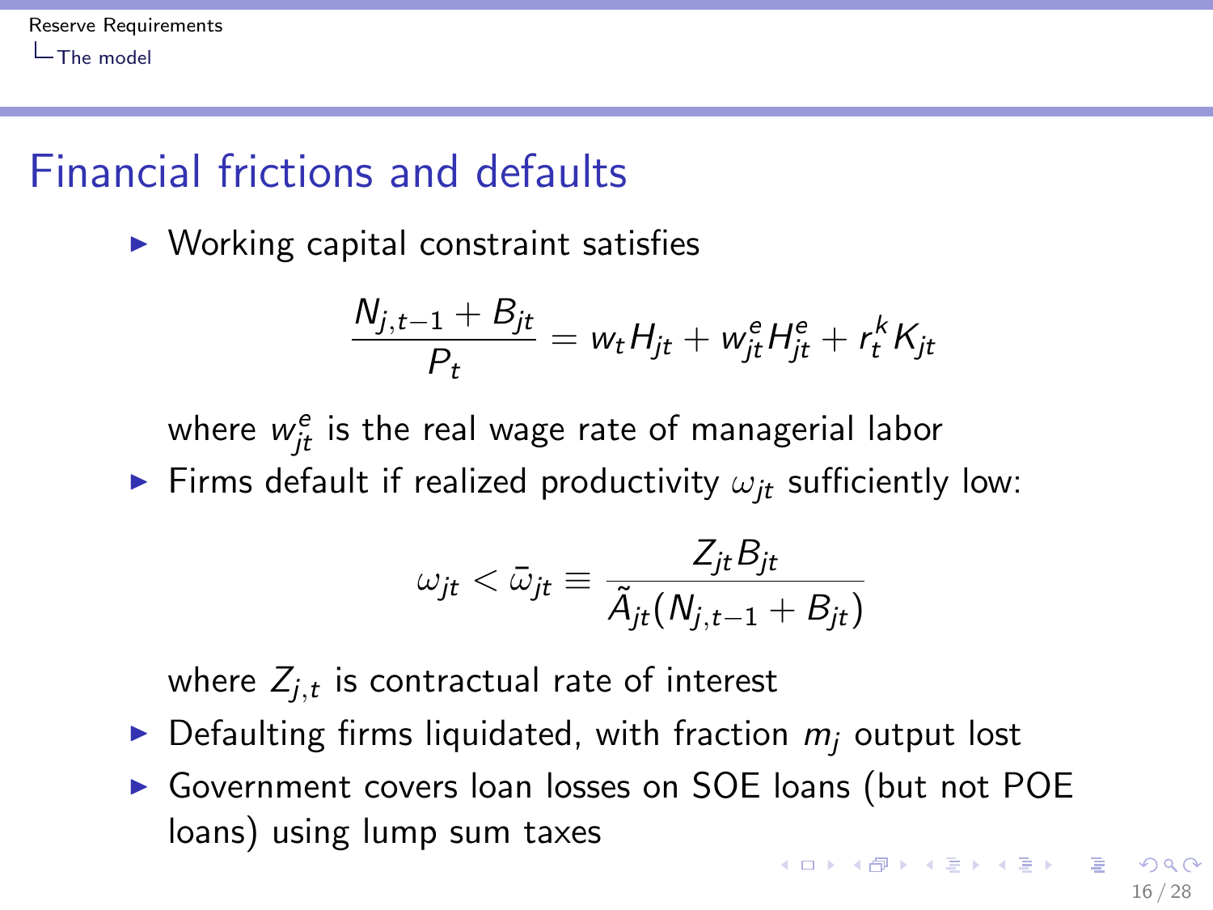# Financial frictions and defaults

- Working capital constraint satisfies

$$\frac{N_{j,t-1} + B_{jt}}{P_t} = w_t H_{jt} + w^e_{jt} H^e_{jt} + r^k_t K_{jt}$$

  where $w^e_{jt}$ is the real wage rate of managerial labor

- Firms default if realized productivity $\omega_{jt}$ sufficiently low:

$$\omega_{jt} < \bar{\omega}_{jt} \equiv \frac{Z_{jt} B_{jt}}{\tilde{A}_{jt}(N_{j,t-1} + B_{jt})}$$

  where $Z_{j,t}$ is contractual rate of interest

- Defaulting firms liquidated, with fraction $m_j$ output lost
- Government covers loan losses on SOE loans (but not POE loans) using lump sum taxes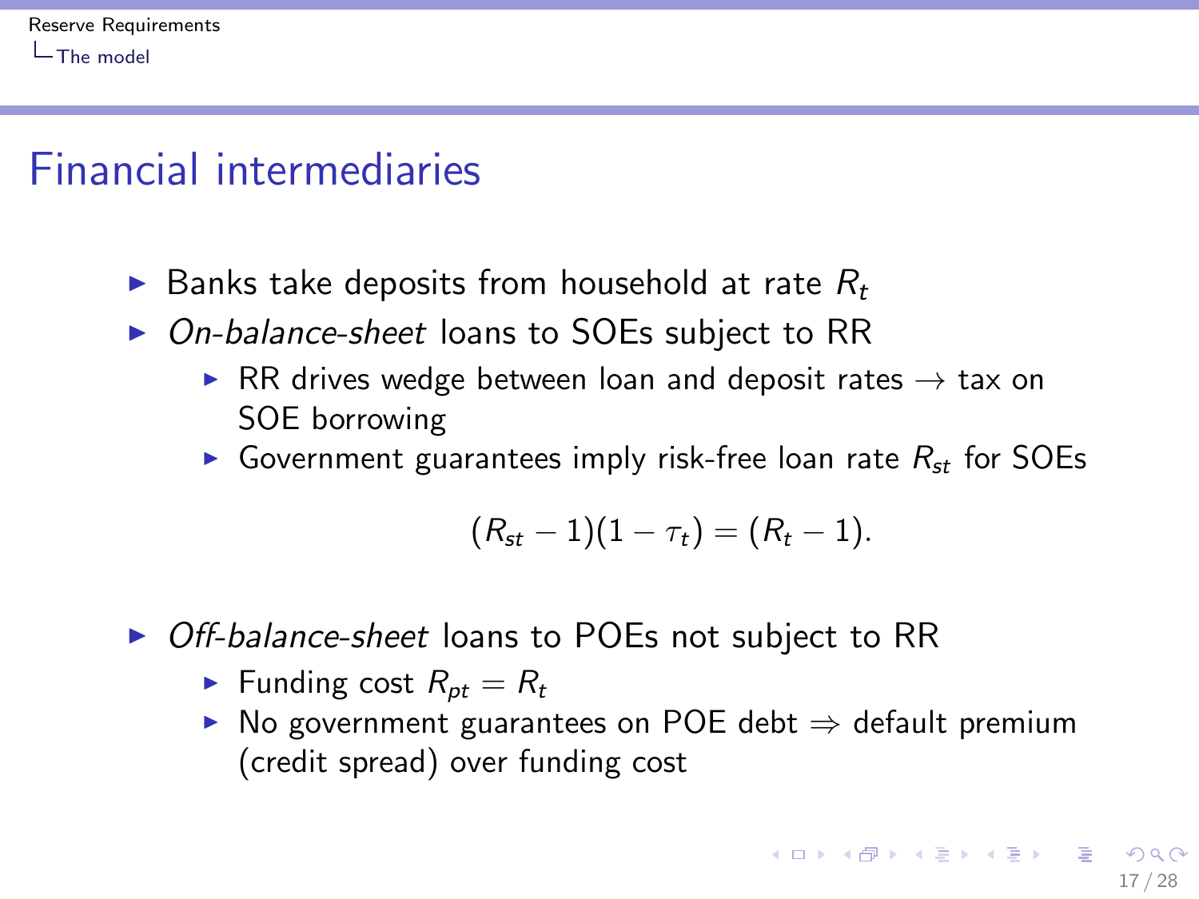# Financial intermediaries

- Banks take deposits from household at rate $R_t$
- *On-balance-sheet* loans to SOEs subject to RR
  - RR drives wedge between loan and deposit rates → tax on SOE borrowing
  - Government guarantees imply risk-free loan rate $R_{st}$ for SOEs

$$(R_{st} - 1)(1 - \tau_t) = (R_t - 1).$$

- *Off-balance-sheet* loans to POEs not subject to RR
  - Funding cost $R_{pt} = R_t$
  - No government guarantees on POE debt ⇒ default premium (credit spread) over funding cost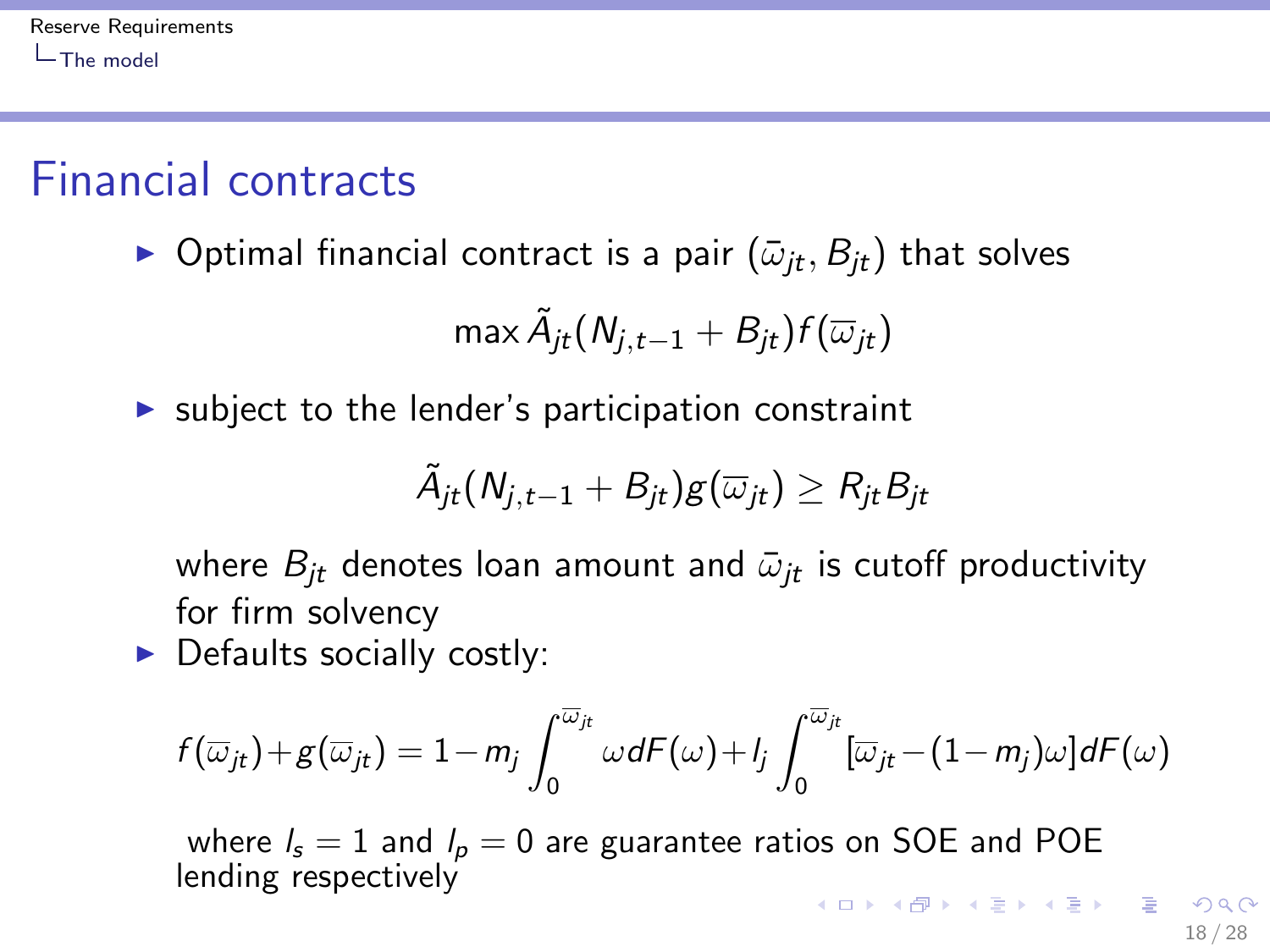# Financial contracts

- Optimal financial contract is a pair $(\bar{\omega}_{jt}, B_{jt})$ that solves

$$\max \tilde{A}_{jt}(N_{j,t-1} + B_{jt}) f(\overline{\omega}_{jt})$$

- subject to the lender's participation constraint

$$\tilde{A}_{jt}(N_{j,t-1} + B_{jt}) g(\overline{\omega}_{jt}) \geq R_{jt} B_{jt}$$

  where $B_{jt}$ denotes loan amount and $\bar{\omega}_{jt}$ is cutoff productivity for firm solvency

- Defaults socially costly:

$$f(\overline{\omega}_{jt}) + g(\overline{\omega}_{jt}) = 1 - m_j \int_0^{\overline{\omega}_{jt}} \omega dF(\omega) + l_j \int_0^{\overline{\omega}_{jt}} [\overline{\omega}_{jt} - (1 - m_j)\omega] dF(\omega)$$

  where $l_s = 1$ and $l_p = 0$ are guarantee ratios on SOE and POE lending respectively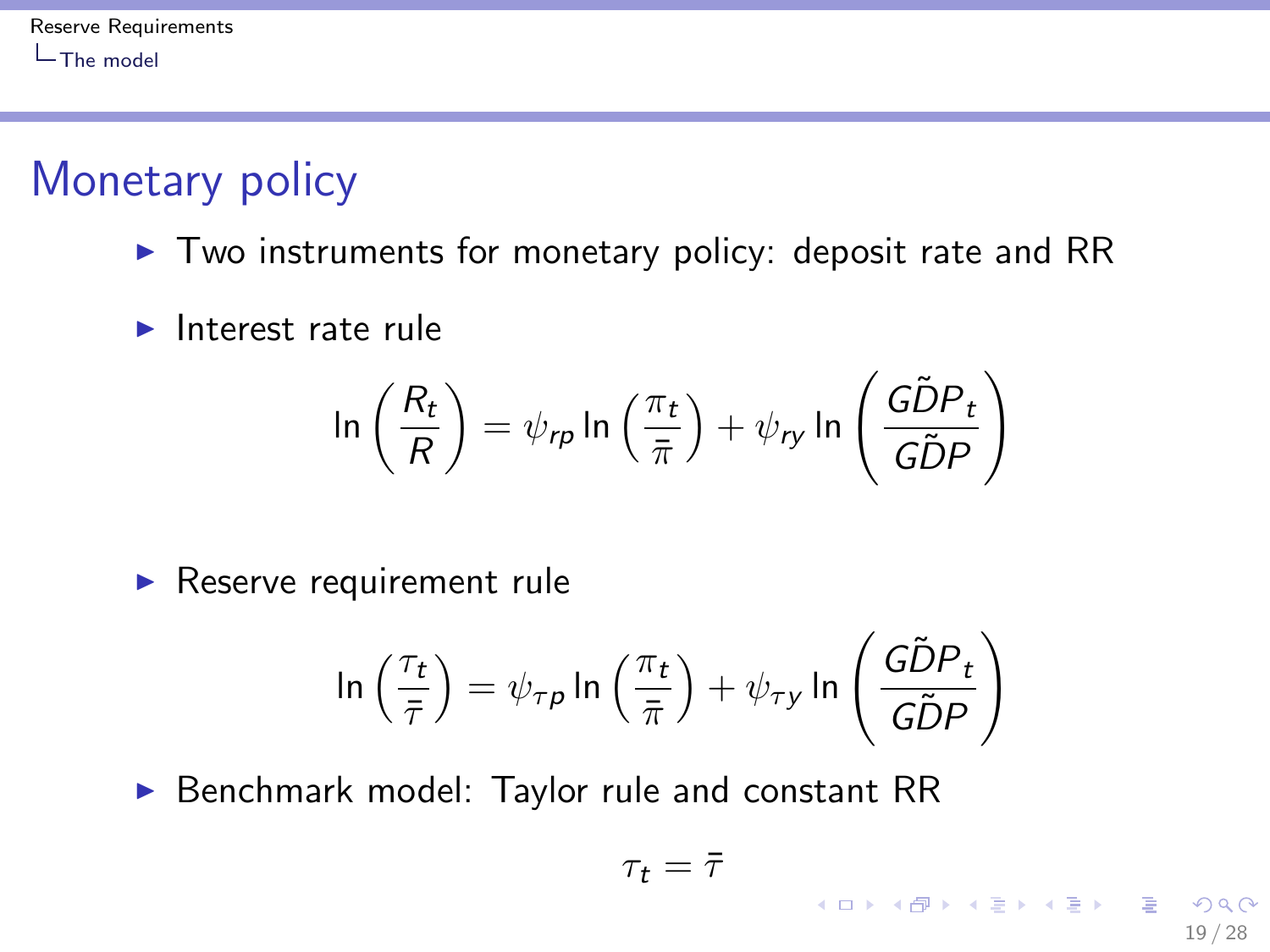## Monetary policy

- Two instruments for monetary policy: deposit rate and RR
- Interest rate rule

$$\ln\left(\frac{R_t}{R}\right) = \psi_{rp} \ln\left(\frac{\pi_t}{\bar{\pi}}\right) + \psi_{ry} \ln\left(\frac{\tilde{GDP}_t}{\tilde{GDP}}\right)$$

- Reserve requirement rule

$$\ln\left(\frac{\tau_t}{\bar{\tau}}\right) = \psi_{\tau p} \ln\left(\frac{\pi_t}{\bar{\pi}}\right) + \psi_{\tau y} \ln\left(\frac{\tilde{GDP}_t}{\tilde{GDP}}\right)$$

- Benchmark model: Taylor rule and constant RR

$$\tau_t = \bar{\tau}$$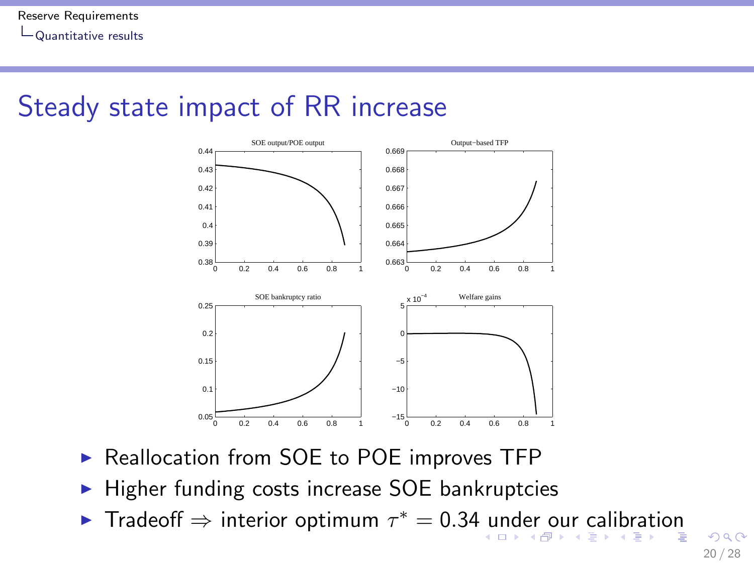# Steady state impact of RR increase

- Reallocation from SOE to POE improves TFP
- Higher funding costs increase SOE bankruptcies
- Tradeoff $\Rightarrow$ interior optimum $\tau^* = 0.34$ under our calibration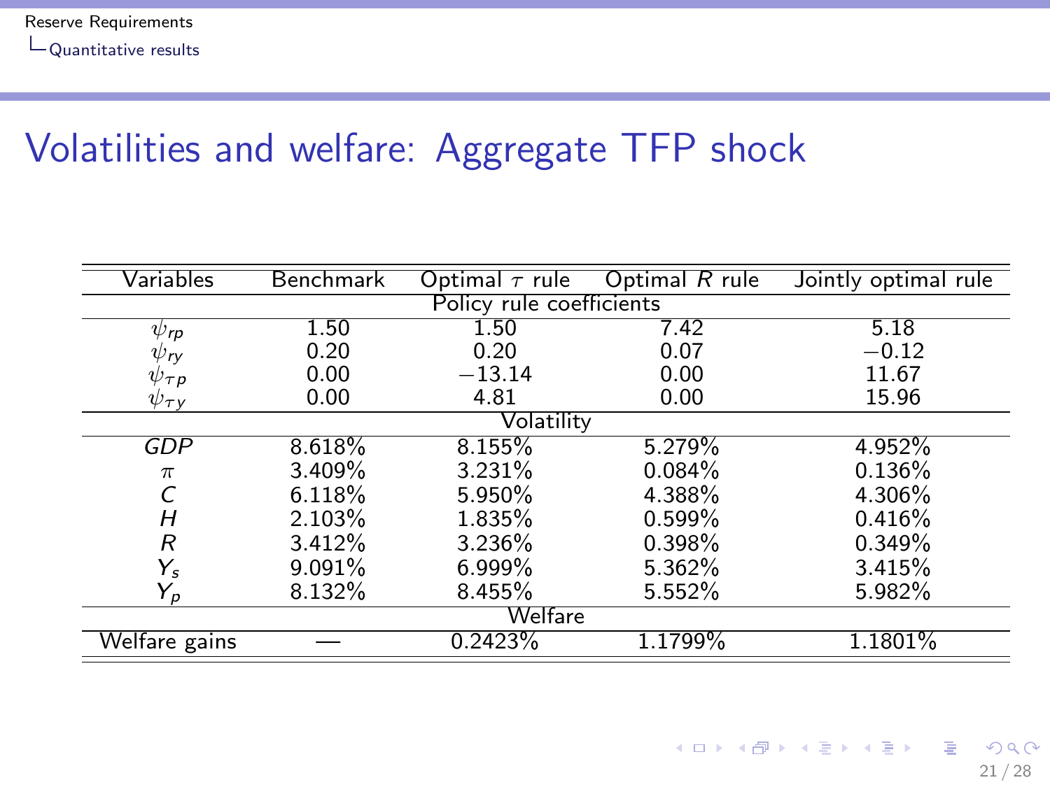# Volatilities and welfare: Aggregate TFP shock

| Variables | Benchmark | Optimal $\tau$ rule | Optimal $R$ rule | Jointly optimal rule |
|---|---|---|---|---|
| Policy rule coefficients | | | | |
| $\psi_{rp}$ | 1.50 | 1.50 | 7.42 | 5.18 |
| $\psi_{ry}$ | 0.20 | 0.20 | 0.07 | $-0.12$ |
| $\psi_{\tau p}$ | 0.00 | $-13.14$ | 0.00 | 11.67 |
| $\psi_{\tau y}$ | 0.00 | 4.81 | 0.00 | 15.96 |
| Volatility | | | | |
| $GDP$ | 8.618% | 8.155% | 5.279% | 4.952% |
| $\pi$ | 3.409% | 3.231% | 0.084% | 0.136% |
| $C$ | 6.118% | 5.950% | 4.388% | 4.306% |
| $H$ | 2.103% | 1.835% | 0.599% | 0.416% |
| $R$ | 3.412% | 3.236% | 0.398% | 0.349% |
| $Y_s$ | 9.091% | 6.999% | 5.362% | 3.415% |
| $Y_p$ | 8.132% | 8.455% | 5.552% | 5.982% |
| Welfare | | | | |
| Welfare gains | — | 0.2423% | 1.1799% | 1.1801% |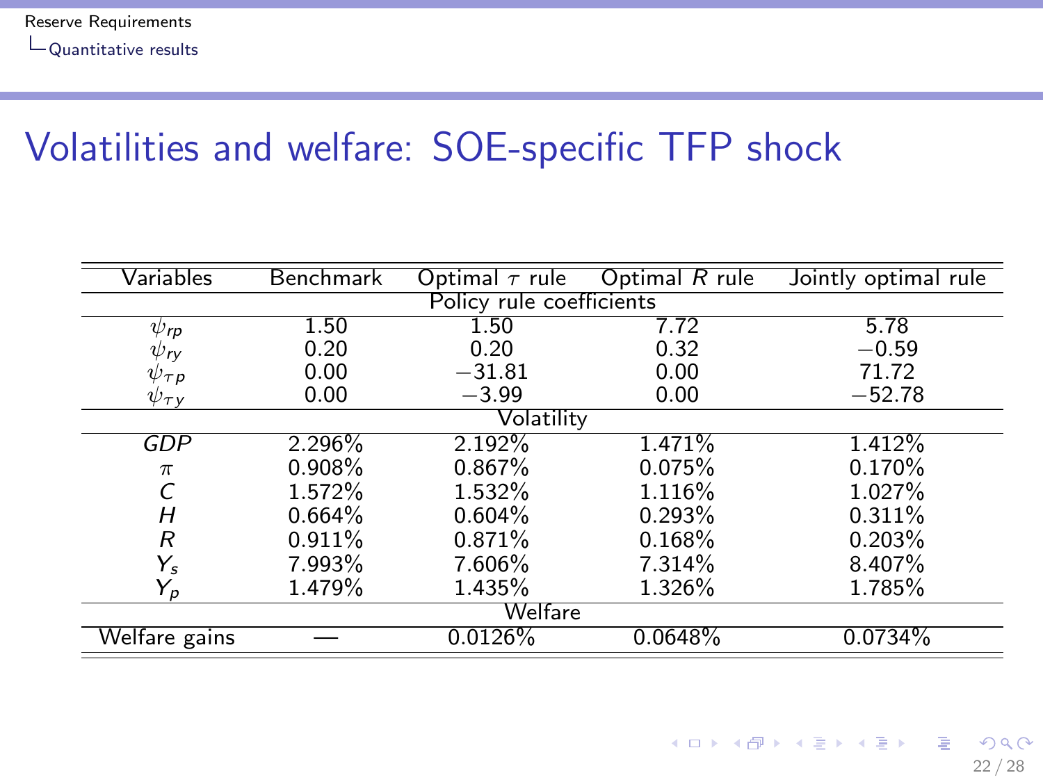# Volatilities and welfare: SOE-specific TFP shock

| Variables | Benchmark | Optimal $\tau$ rule | Optimal $R$ rule | Jointly optimal rule |
|---|---|---|---|---|
| Policy rule coefficients | | | | |
| $\psi_{rp}$ | 1.50 | 1.50 | 7.72 | 5.78 |
| $\psi_{ry}$ | 0.20 | 0.20 | 0.32 | $-0.59$ |
| $\psi_{\tau p}$ | 0.00 | $-31.81$ | 0.00 | 71.72 |
| $\psi_{\tau y}$ | 0.00 | $-3.99$ | 0.00 | $-52.78$ |
| Volatility | | | | |
| $GDP$ | 2.296% | 2.192% | 1.471% | 1.412% |
| $\pi$ | 0.908% | 0.867% | 0.075% | 0.170% |
| $C$ | 1.572% | 1.532% | 1.116% | 1.027% |
| $H$ | 0.664% | 0.604% | 0.293% | 0.311% |
| $R$ | 0.911% | 0.871% | 0.168% | 0.203% |
| $Y_s$ | 7.993% | 7.606% | 7.314% | 8.407% |
| $Y_p$ | 1.479% | 1.435% | 1.326% | 1.785% |
| Welfare | | | | |
| Welfare gains | — | 0.0126% | 0.0648% | 0.0734% |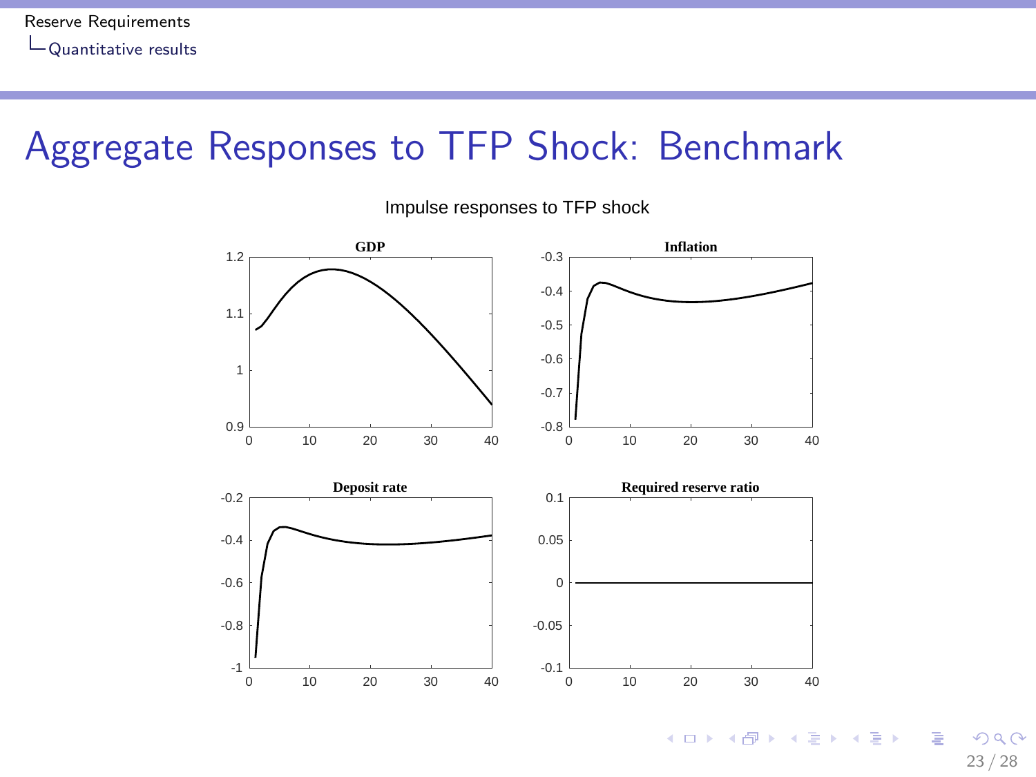# Aggregate Responses to TFP Shock: Benchmark

Impulse responses to TFP shock

**GDP**

**Inflation**

**Deposit rate**

**Required reserve ratio**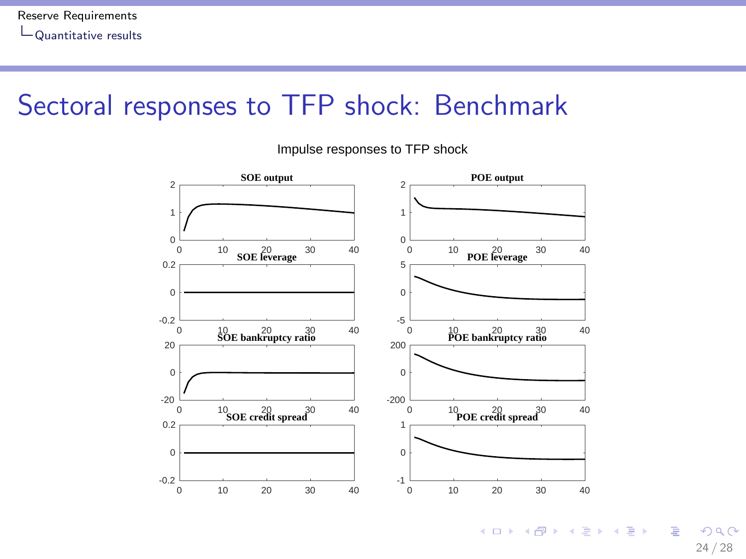# Sectoral responses to TFP shock: Benchmark

Impulse responses to TFP shock

**SOE output**

**POE output**

**SOE leverage**

**POE leverage**

**SOE bankruptcy ratio**

**POE bankruptcy ratio**

**SOE credit spread**

**POE credit spread**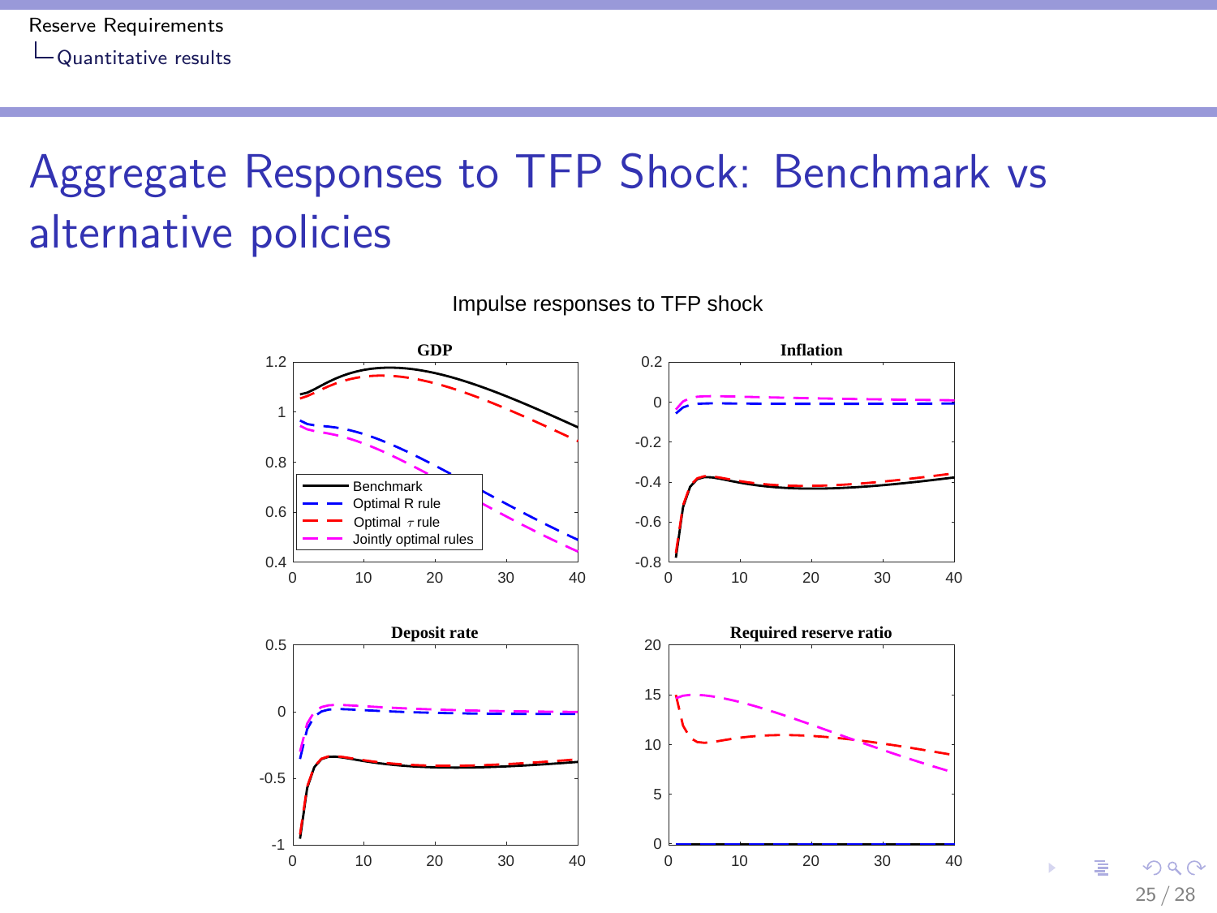# Aggregate Responses to TFP Shock: Benchmark vs alternative policies

Impulse responses to TFP shock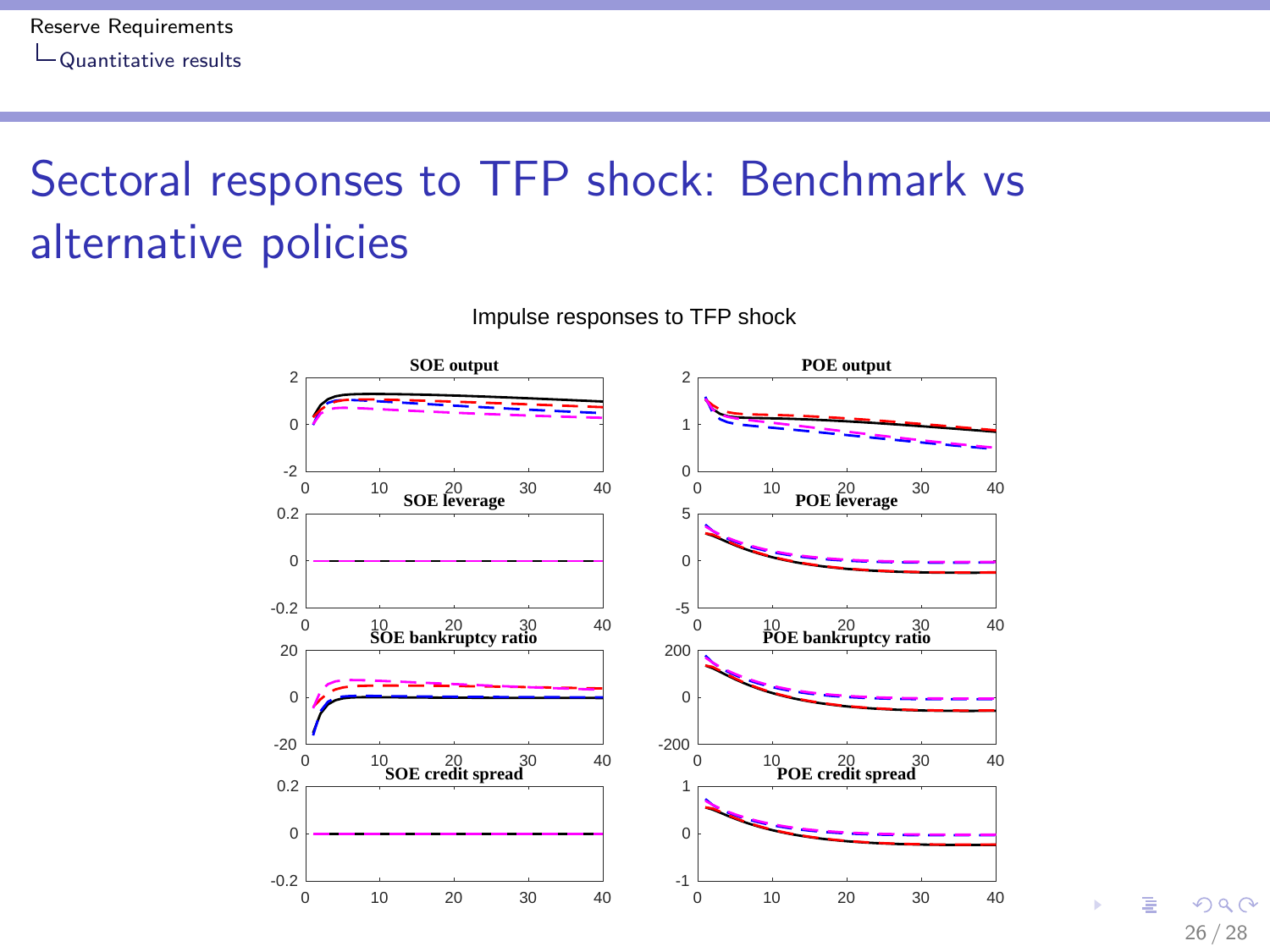# Sectoral responses to TFP shock: Benchmark vs alternative policies

Impulse responses to TFP shock

**SOE output**

**POE output**

**SOE leverage**

**POE leverage**

**SOE bankruptcy ratio**

**POE bankruptcy ratio**

**SOE credit spread**

**POE credit spread**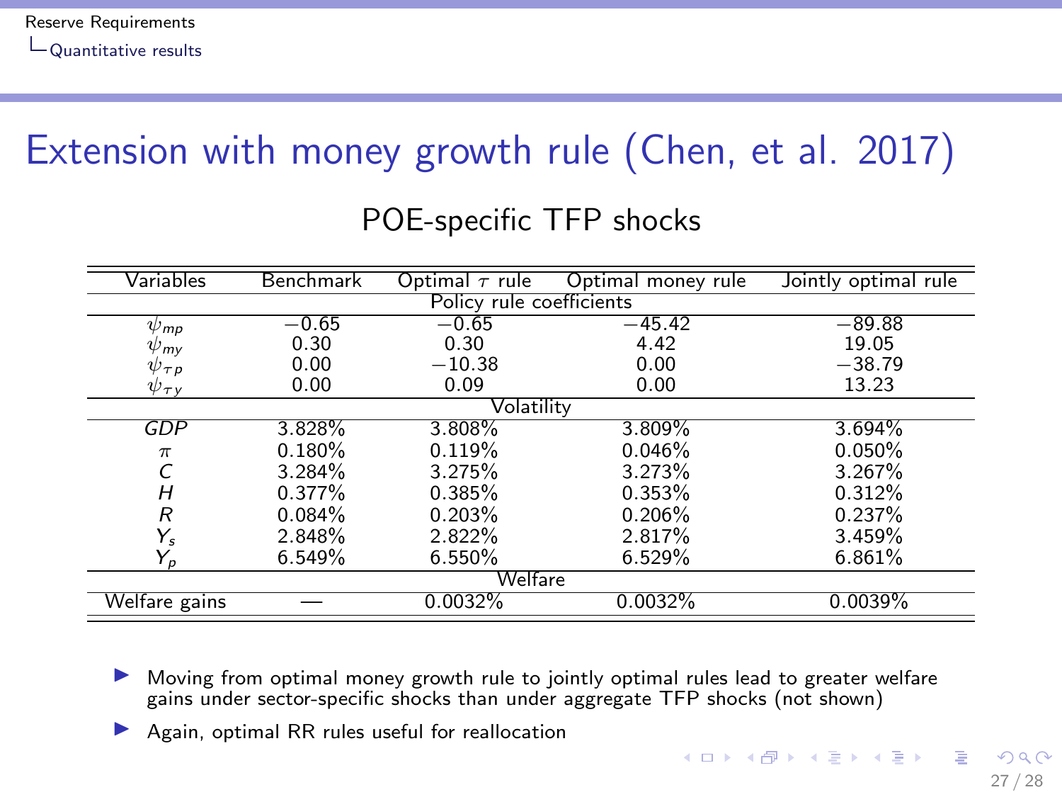# Extension with money growth rule (Chen, et al. 2017)

## POE-specific TFP shocks

| Variables | Benchmark | Optimal $\tau$ rule | Optimal money rule | Jointly optimal rule |
|---|---|---|---|---|
| Policy rule coefficients | | | | |
| $\psi_{mp}$ | $-0.65$ | $-0.65$ | $-45.42$ | $-89.88$ |
| $\psi_{my}$ | 0.30 | 0.30 | 4.42 | 19.05 |
| $\psi_{\tau p}$ | 0.00 | $-10.38$ | 0.00 | $-38.79$ |
| $\psi_{\tau y}$ | 0.00 | 0.09 | 0.00 | 13.23 |
| Volatility | | | | |
| $GDP$ | 3.828% | 3.808% | 3.809% | 3.694% |
| $\pi$ | 0.180% | 0.119% | 0.046% | 0.050% |
| $C$ | 3.284% | 3.275% | 3.273% | 3.267% |
| $H$ | 0.377% | 0.385% | 0.353% | 0.312% |
| $R$ | 0.084% | 0.203% | 0.206% | 0.237% |
| $Y_s$ | 2.848% | 2.822% | 2.817% | 3.459% |
| $Y_p$ | 6.549% | 6.550% | 6.529% | 6.861% |
| Welfare | | | | |
| Welfare gains | — | 0.0032% | 0.0032% | 0.0039% |

- Moving from optimal money growth rule to jointly optimal rules lead to greater welfare gains under sector-specific shocks than under aggregate TFP shocks (not shown)
- Again, optimal RR rules useful for reallocation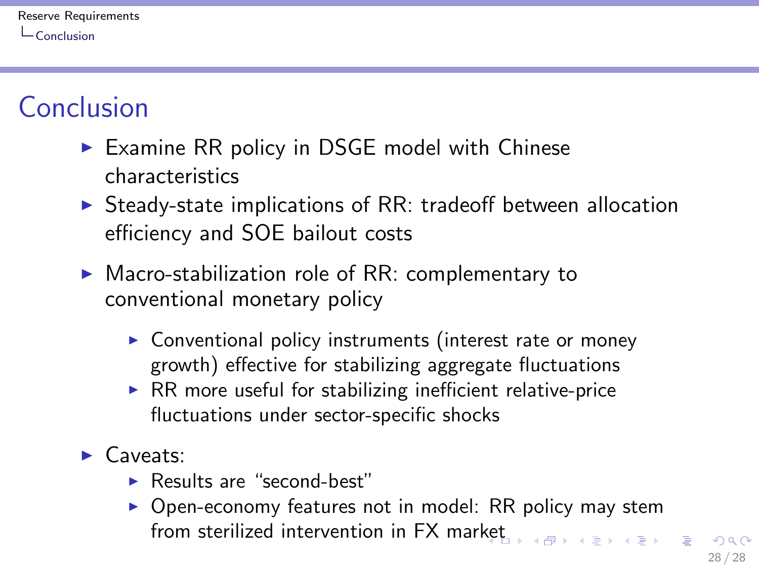# Conclusion

- Examine RR policy in DSGE model with Chinese characteristics
- Steady-state implications of RR: tradeoff between allocation efficiency and SOE bailout costs
- Macro-stabilization role of RR: complementary to conventional monetary policy
  - Conventional policy instruments (interest rate or money growth) effective for stabilizing aggregate fluctuations
  - RR more useful for stabilizing inefficient relative-price fluctuations under sector-specific shocks
- Caveats:
  - Results are "second-best"
  - Open-economy features not in model: RR policy may stem from sterilized intervention in FX market